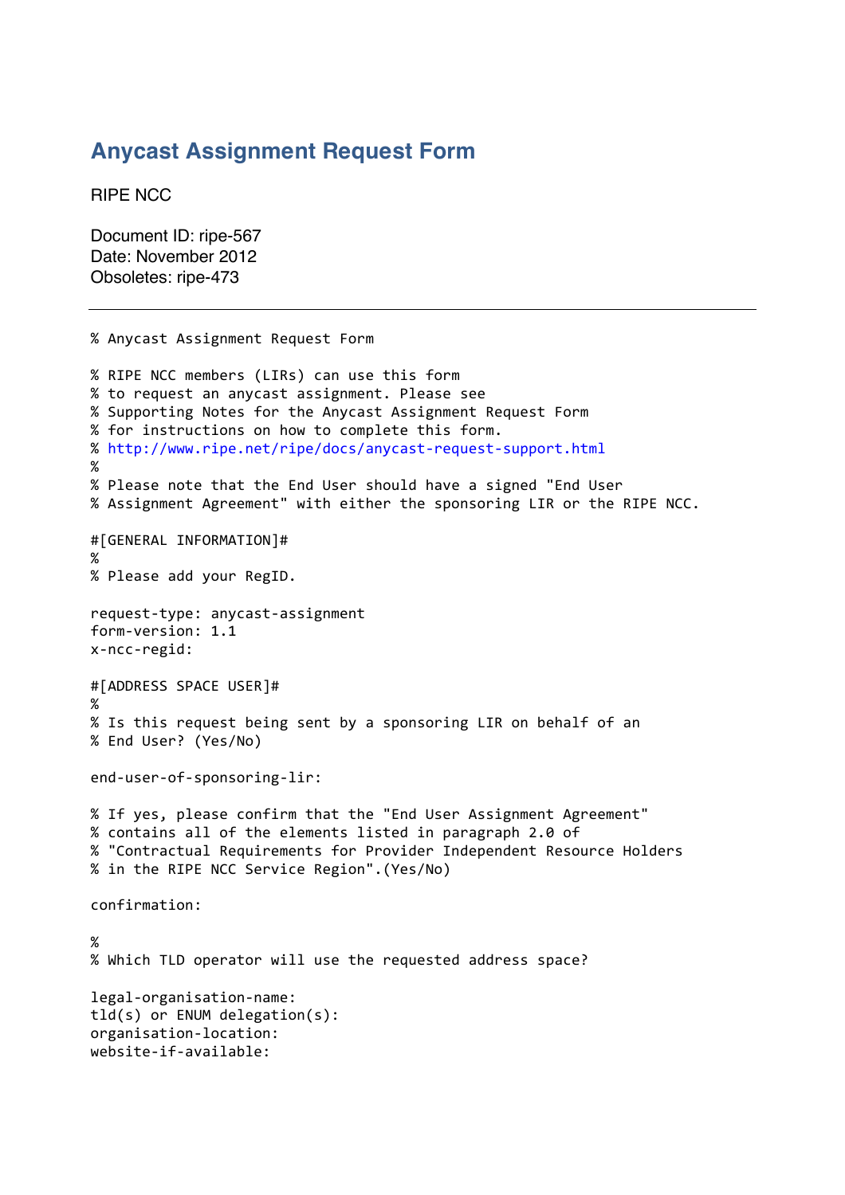# Anycast Assignment Request Form

RIPE NCC

Document ID: ripe-567
Date: November 2012
Obsoletes: ripe-473

---

```
% Anycast Assignment Request Form

% RIPE NCC members (LIRs) can use this form
% to request an anycast assignment. Please see
% Supporting Notes for the Anycast Assignment Request Form
% for instructions on how to complete this form.
% http://www.ripe.net/ripe/docs/anycast-request-support.html
%
% Please note that the End User should have a signed "End User
% Assignment Agreement" with either the sponsoring LIR or the RIPE NCC.

#[GENERAL INFORMATION]#
%
% Please add your RegID.

request-type: anycast-assignment
form-version: 1.1
x-ncc-regid:

#[ADDRESS SPACE USER]#
%
% Is this request being sent by a sponsoring LIR on behalf of an
% End User? (Yes/No)

end-user-of-sponsoring-lir:

% If yes, please confirm that the "End User Assignment Agreement"
% contains all of the elements listed in paragraph 2.0 of
% "Contractual Requirements for Provider Independent Resource Holders
% in the RIPE NCC Service Region".(Yes/No)

confirmation:

%
% Which TLD operator will use the requested address space?

legal-organisation-name:
tld(s) or ENUM delegation(s):
organisation-location:
website-if-available:
```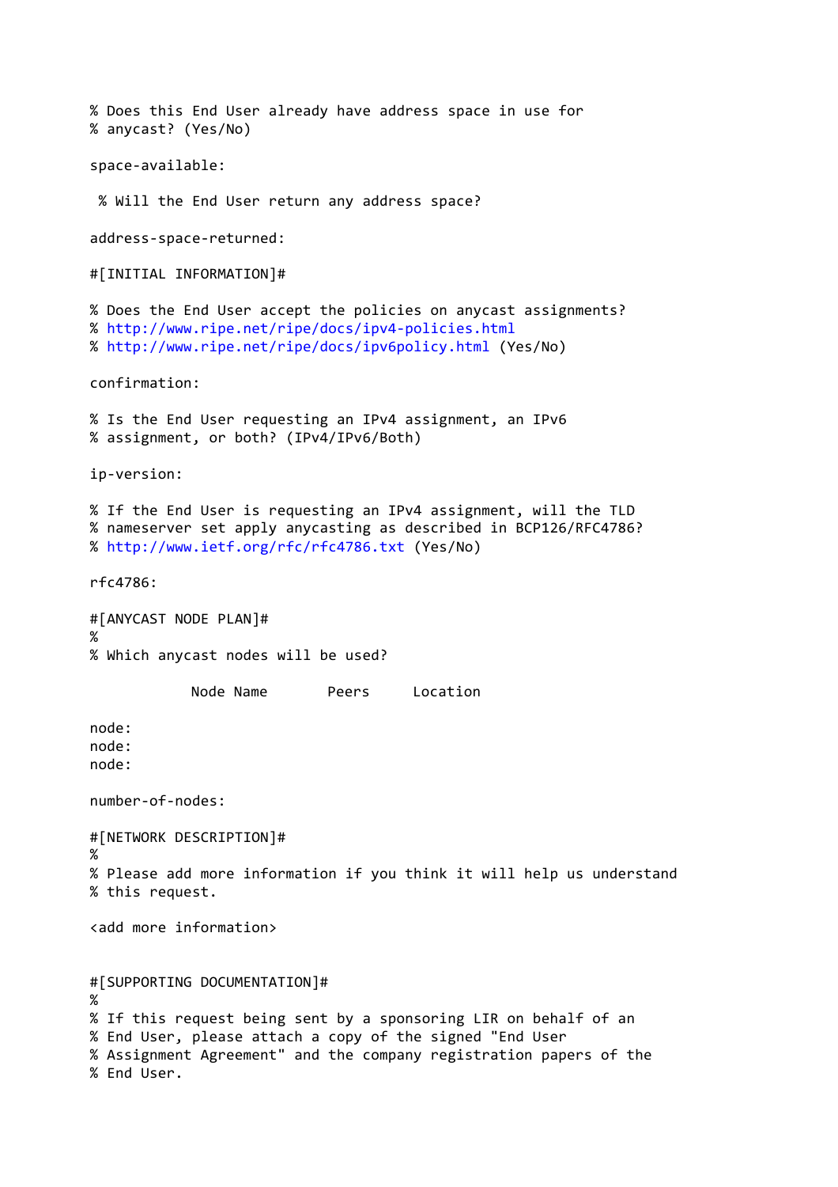```
% Does this End User already have address space in use for
% anycast? (Yes/No)

space-available:

 % Will the End User return any address space?

address-space-returned:

#[INITIAL INFORMATION]#

% Does the End User accept the policies on anycast assignments?
% http://www.ripe.net/ripe/docs/ipv4-policies.html
% http://www.ripe.net/ripe/docs/ipv6policy.html (Yes/No)

confirmation:

% Is the End User requesting an IPv4 assignment, an IPv6
% assignment, or both? (IPv4/IPv6/Both)

ip-version:

% If the End User is requesting an IPv4 assignment, will the TLD
% nameserver set apply anycasting as described in BCP126/RFC4786?
% http://www.ietf.org/rfc/rfc4786.txt (Yes/No)

rfc4786:

#[ANYCAST NODE PLAN]#
%
% Which anycast nodes will be used?

            Node Name       Peers     Location

node:
node:
node:

number-of-nodes:

#[NETWORK DESCRIPTION]#
%
% Please add more information if you think it will help us understand
% this request.

<add more information>


#[SUPPORTING DOCUMENTATION]#
%
% If this request being sent by a sponsoring LIR on behalf of an
% End User, please attach a copy of the signed "End User
% Assignment Agreement" and the company registration papers of the
% End User.
```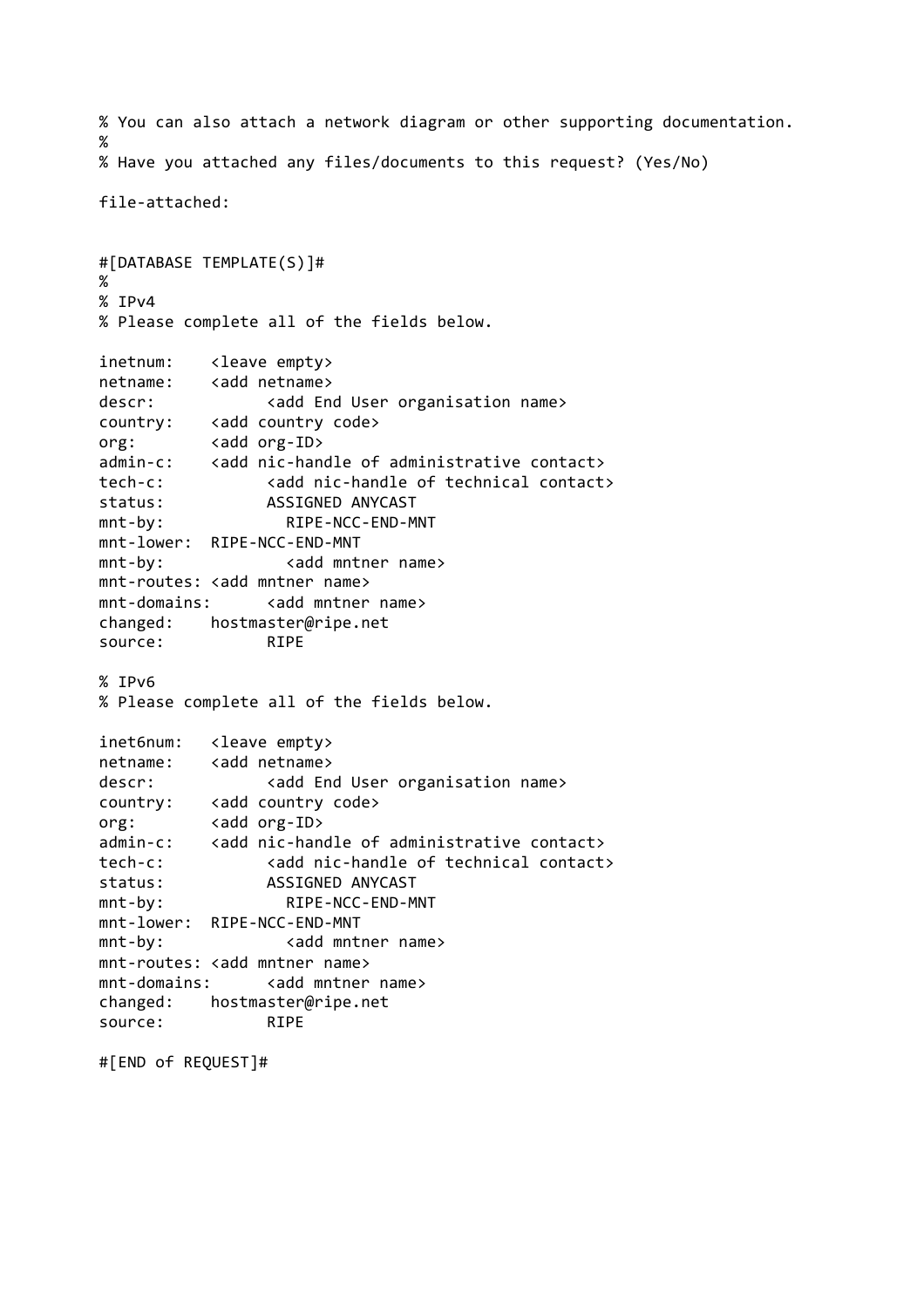```
% You can also attach a network diagram or other supporting documentation.
%
% Have you attached any files/documents to this request? (Yes/No)

file-attached:


#[DATABASE TEMPLATE(S)]#
%
% IPv4
% Please complete all of the fields below.

inetnum:    <leave empty>
netname:    <add netname>
descr:            <add End User organisation name>
country:    <add country code>
org:        <add org-ID>
admin-c:    <add nic-handle of administrative contact>
tech-c:           <add nic-handle of technical contact>
status:           ASSIGNED ANYCAST
mnt-by:             RIPE-NCC-END-MNT
mnt-lower:  RIPE-NCC-END-MNT
mnt-by:             <add mntner name>
mnt-routes: <add mntner name>
mnt-domains:      <add mntner name>
changed:    hostmaster@ripe.net
source:           RIPE

% IPv6
% Please complete all of the fields below.

inet6num:   <leave empty>
netname:    <add netname>
descr:            <add End User organisation name>
country:    <add country code>
org:        <add org-ID>
admin-c:    <add nic-handle of administrative contact>
tech-c:           <add nic-handle of technical contact>
status:           ASSIGNED ANYCAST
mnt-by:             RIPE-NCC-END-MNT
mnt-lower:  RIPE-NCC-END-MNT
mnt-by:             <add mntner name>
mnt-routes: <add mntner name>
mnt-domains:      <add mntner name>
changed:    hostmaster@ripe.net
source:           RIPE

#[END of REQUEST]#
```